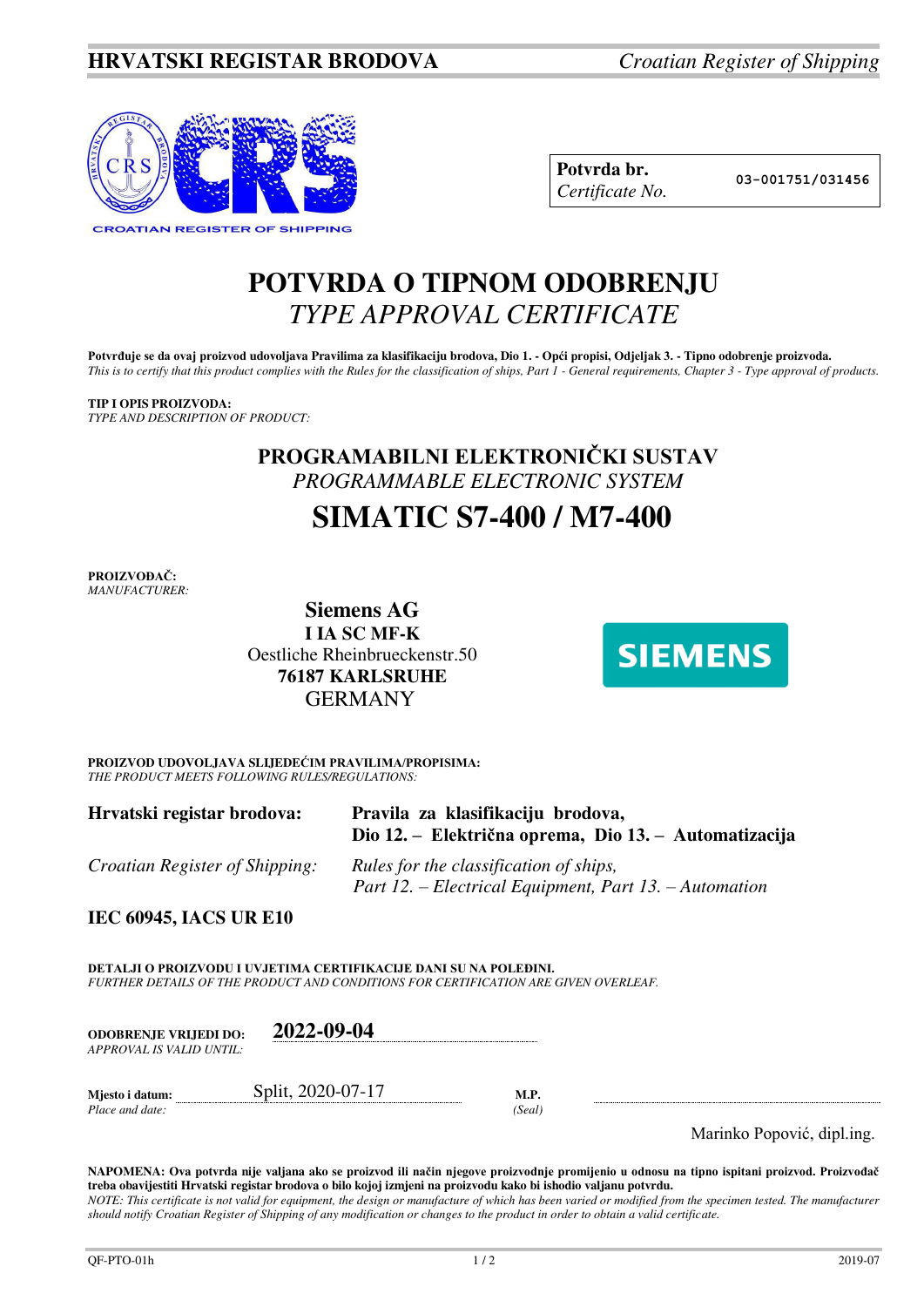**HRVATSKI REGISTAR BRODOVA** *Croatian Register of Shipping*

| **Potvrda br.** *Certificate No.* | 03-001751/031456 |
|---|---|

# POTVRDA O TIPNOM ODOBRENJU
# *TYPE APPROVAL CERTIFICATE*

**Potvrđuje se da ovaj proizvod udovoljava Pravilima za klasifikaciju brodova, Dio 1. - Opći propisi, Odjeljak 3. - Tipno odobrenje proizvoda.**
*This is to certify that this product complies with the Rules for the classification of ships, Part 1 - General requirements, Chapter 3 - Type approval of products.*

**TIP I OPIS PROIZVODA:**
*TYPE AND DESCRIPTION OF PRODUCT:*

## PROGRAMABILNI ELEKTRONIČKI SUSTAV
*PROGRAMMABLE ELECTRONIC SYSTEM*

## SIMATIC S7-400 / M7-400

**PROIZVOĐAČ:**
*MANUFACTURER:*

**Siemens AG**
**I IA SC MF-K**
Oestliche Rheinbrueckenstr.50
**76187 KARLSRUHE**
GERMANY

**PROIZVOD UDOVOLJAVA SLIJEDEĆIM PRAVILIMA/PROPISIMA:**
*THE PRODUCT MEETS FOLLOWING RULES/REGULATIONS:*

| | |
|---|---|
| **Hrvatski registar brodova:** | **Pravila za klasifikaciju brodova, Dio 12. – Električna oprema, Dio 13. – Automatizacija** |
| *Croatian Register of Shipping:* | *Rules for the classification of ships, Part 12. – Electrical Equipment, Part 13. – Automation* |

**IEC 60945, IACS UR E10**

**DETALJI O PROIZVODU I UVJETIMA CERTIFIKACIJE DANI SU NA POLEĐINI.**
*FURTHER DETAILS OF THE PRODUCT AND CONDITIONS FOR CERTIFICATION ARE GIVEN OVERLEAF.*

**ODOBRENJE VRIJEDI DO:** *APPROVAL IS VALID UNTIL:* **2022-09-04**

**Mjesto i datum:** *Place and date:* Split, 2020-07-17

**M.P.** *(Seal)*

Marinko Popović, dipl.ing.

**NAPOMENA: Ova potvrda nije valjana ako se proizvod ili način njegove proizvodnje promijenio u odnosu na tipno ispitani proizvod. Proizvođač treba obavijestiti Hrvatski registar brodova o bilo kojoj izmjeni na proizvodu kako bi ishodio valjanu potvrdu.**
*NOTE: This certificate is not valid for equipment, the design or manufacture of which has been varied or modified from the specimen tested. The manufacturer should notify Croatian Register of Shipping of any modification or changes to the product in order to obtain a valid certificate.*

QF-PTO-01h 2019-07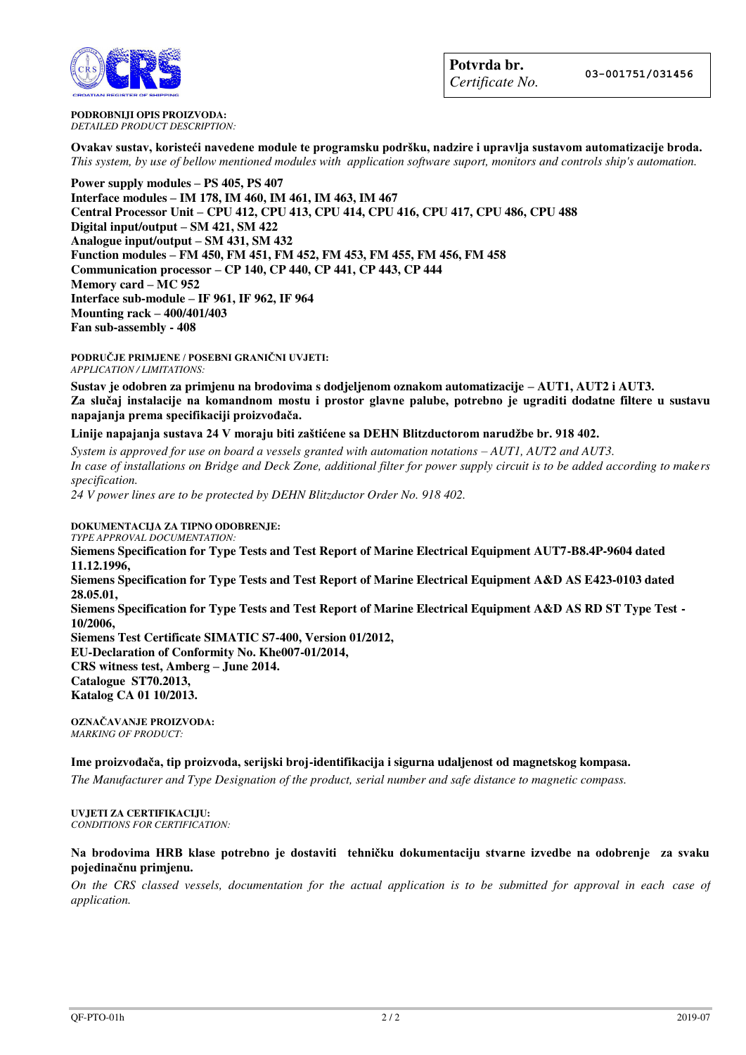| **Potvrda br.** *Certificate No.* | 03-001751/031456 |
|---|---|

**PODROBNIJI OPIS PROIZVODA:**
*DETAILED PRODUCT DESCRIPTION:*

**Ovakav sustav, koristeći navedene module te programsku podršku, nadzire i upravlja sustavom automatizacije broda.**
*This system, by use of bellow mentioned modules with application software suport, monitors and controls ship's automation.*

**Power supply modules – PS 405, PS 407**
**Interface modules – IM 178, IM 460, IM 461, IM 463, IM 467**
**Central Processor Unit – CPU 412, CPU 413, CPU 414, CPU 416, CPU 417, CPU 486, CPU 488**
**Digital input/output – SM 421, SM 422**
**Analogue input/output – SM 431, SM 432**
**Function modules – FM 450, FM 451, FM 452, FM 453, FM 455, FM 456, FM 458**
**Communication processor – CP 140, CP 440, CP 441, CP 443, CP 444**
**Memory card – MC 952**
**Interface sub-module – IF 961, IF 962, IF 964**
**Mounting rack – 400/401/403**
**Fan sub-assembly - 408**

**PODRUČJE PRIMJENE / POSEBNI GRANIČNI UVJETI:**
*APPLICATION / LIMITATIONS:*

**Sustav je odobren za primjenu na brodovima s dodjeljenom oznakom automatizacije – AUT1, AUT2 i AUT3.**
**Za slučaj instalacije na komandnom mostu i prostor glavne palube, potrebno je ugraditi dodatne filtere u sustavu napajanja prema specifikaciji proizvođača.**

**Linije napajanja sustava 24 V moraju biti zaštićene sa DEHN Blitzductorom narudžbe br. 918 402.**

*System is approved for use on board a vessels granted with automation notations – AUT1, AUT2 and AUT3.*
*In case of installations on Bridge and Deck Zone, additional filter for power supply circuit is to be added according to makers specification.*
*24 V power lines are to be protected by DEHN Blitzductor Order No. 918 402.*

**DOKUMENTACIJA ZA TIPNO ODOBRENJE:**
*TYPE APPROVAL DOCUMENTATION:*
**Siemens Specification for Type Tests and Test Report of Marine Electrical Equipment AUT7-B8.4P-9604 dated 11.12.1996,**
**Siemens Specification for Type Tests and Test Report of Marine Electrical Equipment A&D AS E423-0103 dated 28.05.01,**
**Siemens Specification for Type Tests and Test Report of Marine Electrical Equipment A&D AS RD ST Type Test - 10/2006,**
**Siemens Test Certificate SIMATIC S7-400, Version 01/2012,**
**EU-Declaration of Conformity No. Khe007-01/2014,**
**CRS witness test, Amberg – June 2014.**
**Catalogue ST70.2013,**
**Katalog CA 01 10/2013.**

**OZNAČAVANJE PROIZVODA:**
*MARKING OF PRODUCT:*

**Ime proizvođača, tip proizvoda, serijski broj-identifikacija i sigurna udaljenost od magnetskog kompasa.**
*The Manufacturer and Type Designation of the product, serial number and safe distance to magnetic compass.*

**UVJETI ZA CERTIFIKACIJU:**
*CONDITIONS FOR CERTIFICATION:*

**Na brodovima HRB klase potrebno je dostaviti tehničku dokumentaciju stvarne izvedbe na odobrenje za svaku pojedinačnu primjenu.**
*On the CRS classed vessels, documentation for the actual application is to be submitted for approval in each case of application.*